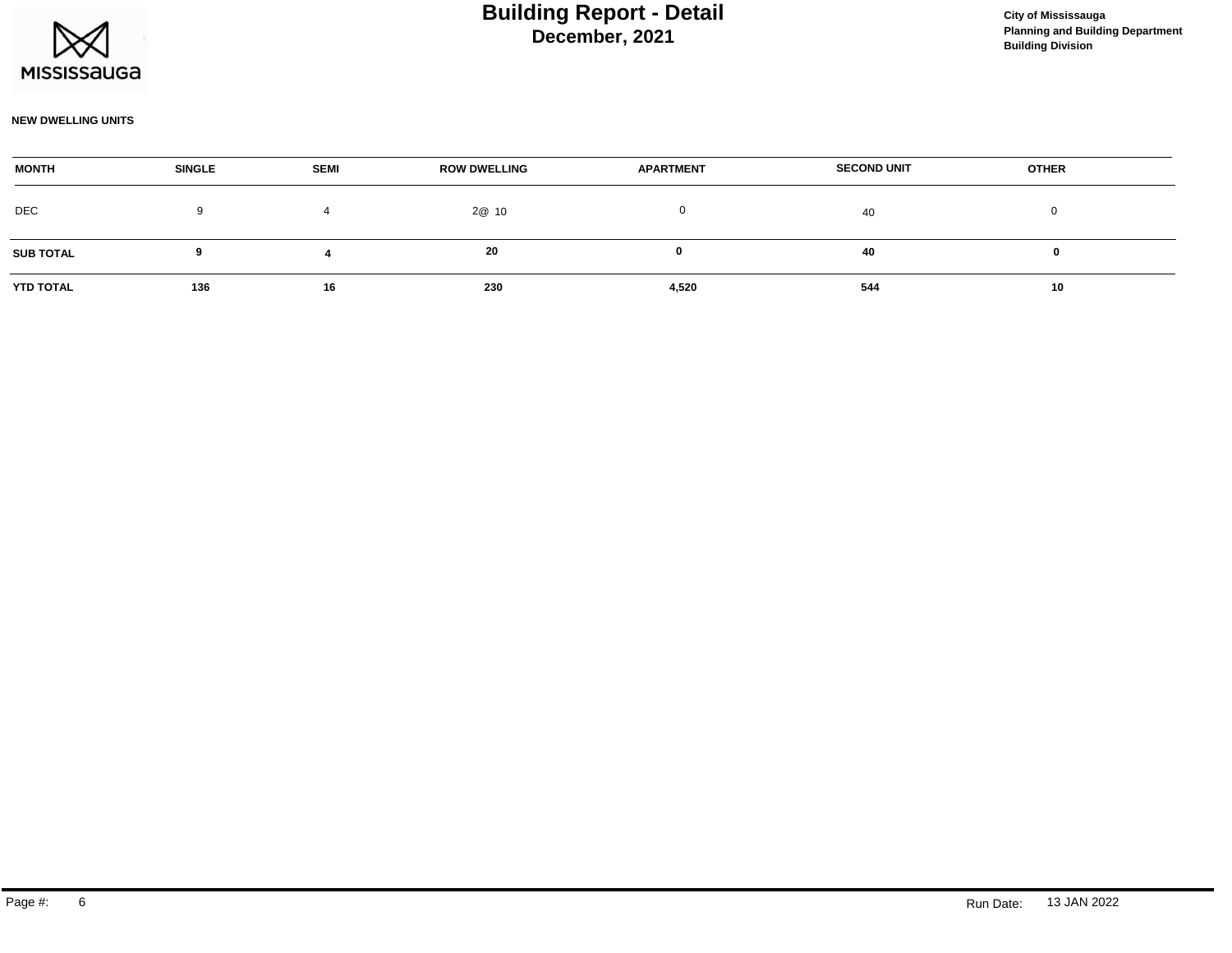# Building Report - Detail

## December, 2021

City of Mississauga
Planning and Building Department
Building Division

**NEW DWELLING UNITS**

| MONTH | SINGLE | SEMI | ROW DWELLING | APARTMENT | SECOND UNIT | OTHER |
|---|---|---|---|---|---|---|
| DEC | 9 | 4 | 2@ 10 | 0 | 40 | 0 |
| **SUB TOTAL** | **9** | **4** | **20** | **0** | **40** | **0** |
| **YTD TOTAL** | **136** | **16** | **230** | **4,520** | **544** | **10** |

Run Date: 13 JAN 2022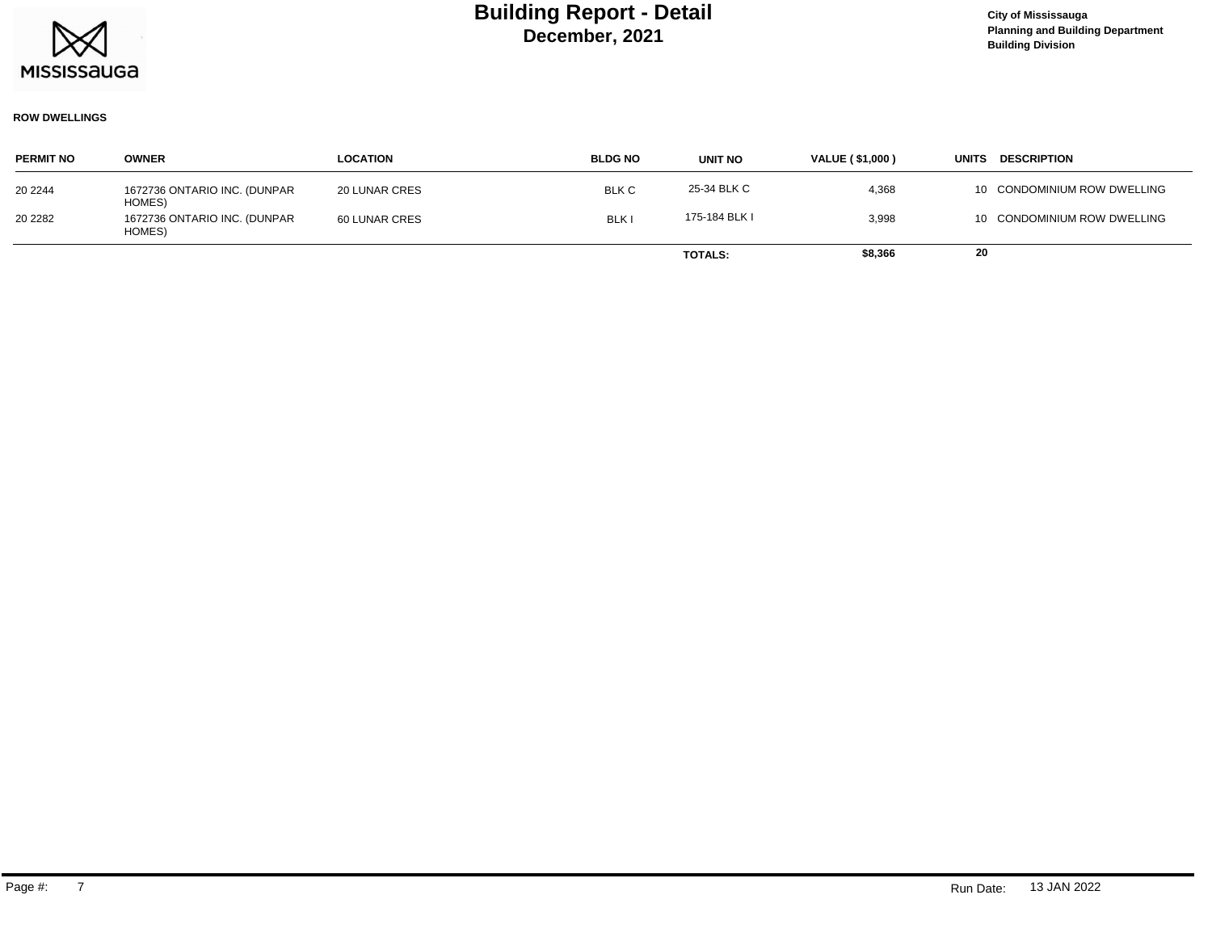# Building Report - Detail
## December, 2021

City of Mississauga
Planning and Building Department
Building Division

**ROW DWELLINGS**

| PERMIT NO | OWNER | LOCATION | BLDG NO | UNIT NO | VALUE ( $1,000 ) | UNITS | DESCRIPTION |
|---|---|---|---|---|---|---|---|
| 20 2244 | 1672736 ONTARIO INC. (DUNPAR HOMES) | 20 LUNAR CRES | BLK C | 25-34 BLK C | 4,368 | 10 | CONDOMINIUM ROW DWELLING |
| 20 2282 | 1672736 ONTARIO INC. (DUNPAR HOMES) | 60 LUNAR CRES | BLK I | 175-184 BLK I | 3,998 | 10 | CONDOMINIUM ROW DWELLING |
| | | | | **TOTALS:** | **$8,366** | **20** | |

Run Date: 13 JAN 2022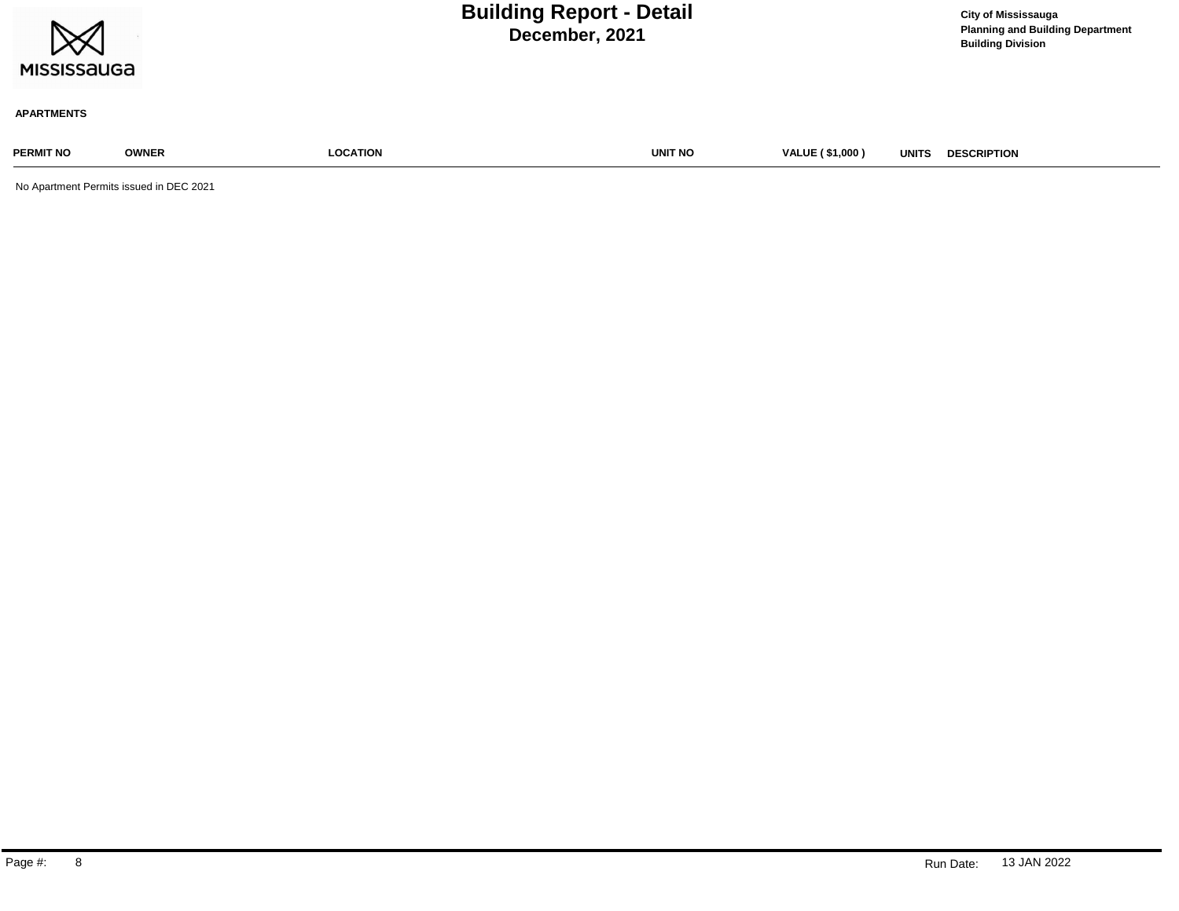# Building Report - Detail

## December, 2021

City of Mississauga
Planning and Building Department
Building Division

**APARTMENTS**

| PERMIT NO | OWNER | LOCATION | UNIT NO | VALUE ( $1,000 ) | UNITS | DESCRIPTION |
|---|---|---|---|---|---|---|

No Apartment Permits issued in DEC 2021

Run Date: 13 JAN 2022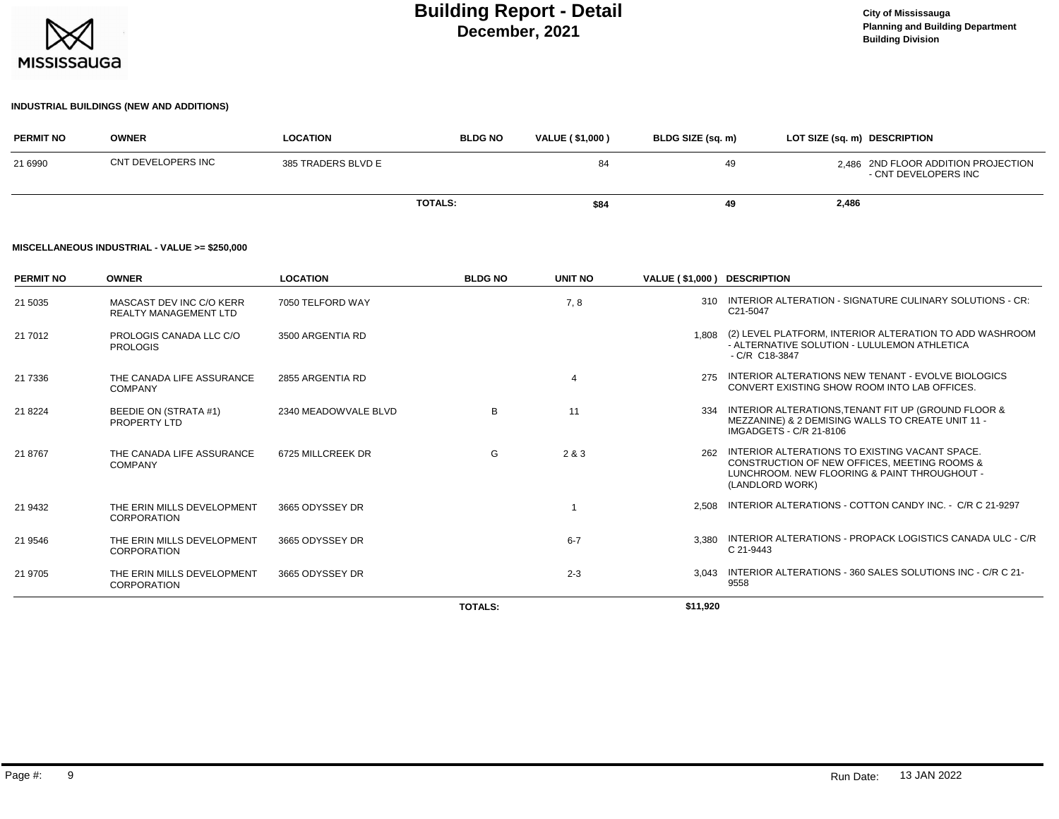# Building Report - Detail
## December, 2021

City of Mississauga
Planning and Building Department
Building Division

### INDUSTRIAL BUILDINGS (NEW AND ADDITIONS)

| PERMIT NO | OWNER | LOCATION | BLDG NO | VALUE ( $1,000 ) | BLDG SIZE (sq. m) | LOT SIZE (sq. m) | DESCRIPTION |
|---|---|---|---|---|---|---|---|
| 21 6990 | CNT DEVELOPERS INC | 385 TRADERS BLVD E | | 84 | 49 | 2,486 | 2ND FLOOR ADDITION PROJECTION - CNT DEVELOPERS INC |
| | | | TOTALS: | $84 | 49 | 2,486 | |

### MISCELLANEOUS INDUSTRIAL - VALUE >= $250,000

| PERMIT NO | OWNER | LOCATION | BLDG NO | UNIT NO | VALUE ( $1,000 ) | DESCRIPTION |
|---|---|---|---|---|---|---|
| 21 5035 | MASCAST DEV INC C/O KERR REALTY MANAGEMENT LTD | 7050 TELFORD WAY | | 7, 8 | 310 | INTERIOR ALTERATION - SIGNATURE CULINARY SOLUTIONS - CR: C21-5047 |
| 21 7012 | PROLOGIS CANADA LLC C/O PROLOGIS | 3500 ARGENTIA RD | | | 1,808 | (2) LEVEL PLATFORM, INTERIOR ALTERATION TO ADD WASHROOM - ALTERNATIVE SOLUTION - LULULEMON ATHLETICA - C/R C18-3847 |
| 21 7336 | THE CANADA LIFE ASSURANCE COMPANY | 2855 ARGENTIA RD | | 4 | 275 | INTERIOR ALTERATIONS NEW TENANT - EVOLVE BIOLOGICS CONVERT EXISTING SHOW ROOM INTO LAB OFFICES. |
| 21 8224 | BEEDIE ON (STRATA #1) PROPERTY LTD | 2340 MEADOWVALE BLVD | B | 11 | 334 | INTERIOR ALTERATIONS,TENANT FIT UP (GROUND FLOOR & MEZZANINE) & 2 DEMISING WALLS TO CREATE UNIT 11 - IMGADGETS - C/R 21-8106 |
| 21 8767 | THE CANADA LIFE ASSURANCE COMPANY | 6725 MILLCREEK DR | G | 2 & 3 | 262 | INTERIOR ALTERATIONS TO EXISTING VACANT SPACE. CONSTRUCTION OF NEW OFFICES, MEETING ROOMS & LUNCHROOM. NEW FLOORING & PAINT THROUGHOUT - (LANDLORD WORK) |
| 21 9432 | THE ERIN MILLS DEVELOPMENT CORPORATION | 3665 ODYSSEY DR | | 1 | 2,508 | INTERIOR ALTERATIONS - COTTON CANDY INC. - C/R C 21-9297 |
| 21 9546 | THE ERIN MILLS DEVELOPMENT CORPORATION | 3665 ODYSSEY DR | | 6-7 | 3,380 | INTERIOR ALTERATIONS - PROPACK LOGISTICS CANADA ULC - C/R C 21-9443 |
| 21 9705 | THE ERIN MILLS DEVELOPMENT CORPORATION | 3665 ODYSSEY DR | | 2-3 | 3,043 | INTERIOR ALTERATIONS - 360 SALES SOLUTIONS INC - C/R C 21-9558 |
| | | | TOTALS: | | $11,920 | |

Run Date: 13 JAN 2022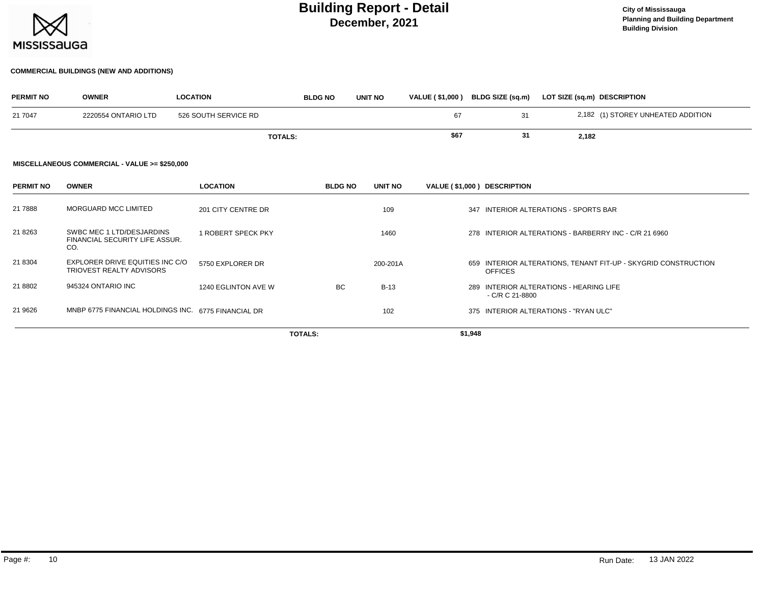# Building Report - Detail
## December, 2021

City of Mississauga
Planning and Building Department
Building Division

### COMMERCIAL BUILDINGS (NEW AND ADDITIONS)

| PERMIT NO | OWNER | LOCATION | BLDG NO | UNIT NO | VALUE ( $1,000 ) | BLDG SIZE (sq.m) | LOT SIZE (sq.m) | DESCRIPTION |
|---|---|---|---|---|---|---|---|---|
| 21 7047 | 2220554 ONTARIO LTD | 526 SOUTH SERVICE RD | | | 67 | 31 | 2,182 | (1) STOREY UNHEATED ADDITION |
| | | **TOTALS:** | | | **$67** | **31** | **2,182** | |

### MISCELLANEOUS COMMERCIAL - VALUE >= $250,000

| PERMIT NO | OWNER | LOCATION | BLDG NO | UNIT NO | VALUE ( $1,000 ) | DESCRIPTION |
|---|---|---|---|---|---|---|
| 21 7888 | MORGUARD MCC LIMITED | 201 CITY CENTRE DR | | 109 | 347 | INTERIOR ALTERATIONS - SPORTS BAR |
| 21 8263 | SWBC MEC 1 LTD/DESJARDINS FINANCIAL SECURITY LIFE ASSUR. CO. | 1 ROBERT SPECK PKY | | 1460 | 278 | INTERIOR ALTERATIONS - BARBERRY INC - C/R 21 6960 |
| 21 8304 | EXPLORER DRIVE EQUITIES INC C/O TRIOVEST REALTY ADVISORS | 5750 EXPLORER DR | | 200-201A | 659 | INTERIOR ALTERATIONS, TENANT FIT-UP - SKYGRID CONSTRUCTION OFFICES |
| 21 8802 | 945324 ONTARIO INC | 1240 EGLINTON AVE W | BC | B-13 | 289 | INTERIOR ALTERATIONS - HEARING LIFE - C/R C 21-8800 |
| 21 9626 | MNBP 6775 FINANCIAL HOLDINGS INC. | 6775 FINANCIAL DR | | 102 | 375 | INTERIOR ALTERATIONS - "RYAN ULC" |
| | | **TOTALS:** | | | **$1,948** | |

Run Date: 13 JAN 2022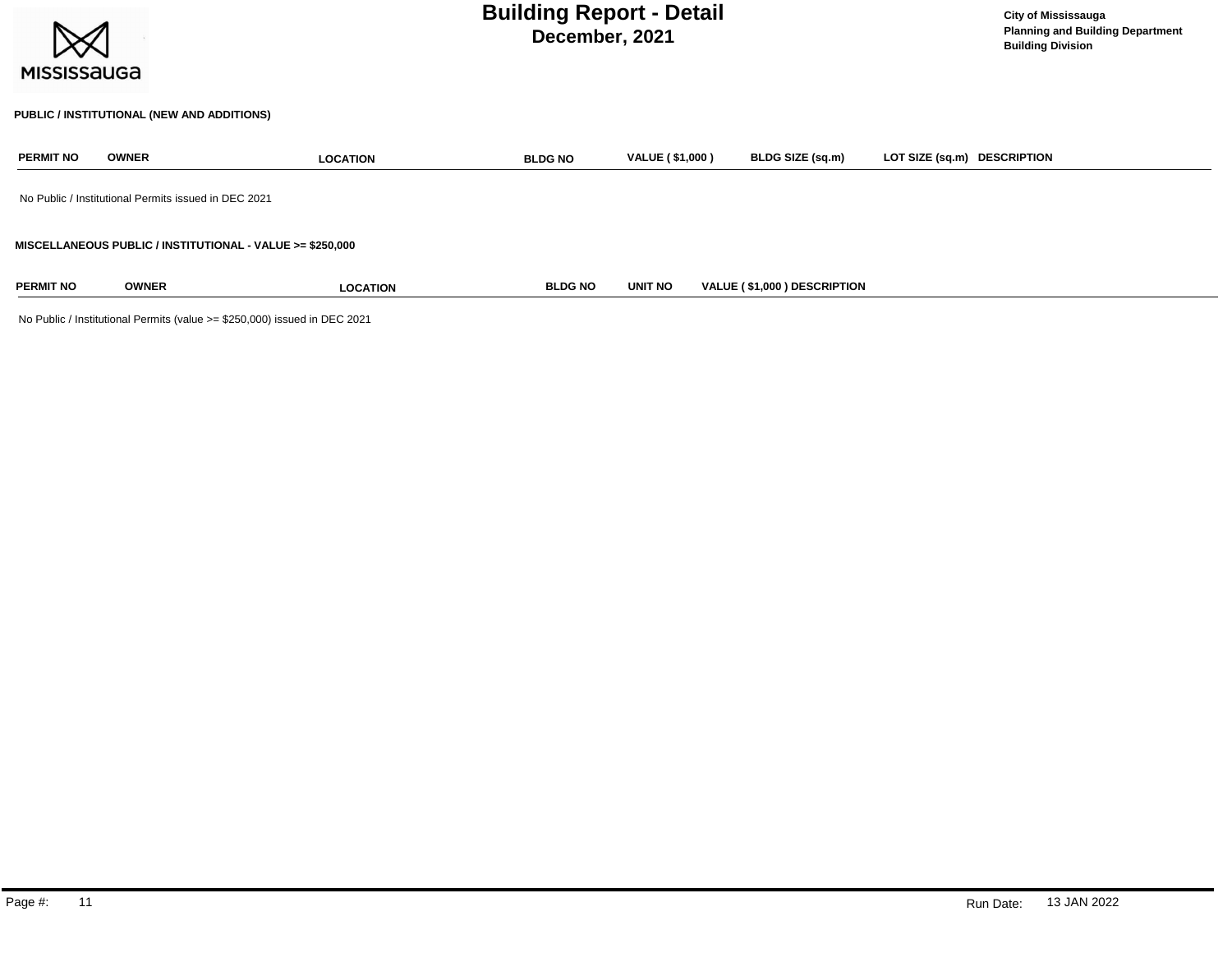# Building Report - Detail
## December, 2021

City of Mississauga
Planning and Building Department
Building Division

### PUBLIC / INSTITUTIONAL (NEW AND ADDITIONS)

| PERMIT NO | OWNER | LOCATION | BLDG NO | VALUE ( $1,000 ) | BLDG SIZE (sq.m) | LOT SIZE (sq.m) | DESCRIPTION |
|---|---|---|---|---|---|---|---|

No Public / Institutional Permits issued in DEC 2021

### MISCELLANEOUS PUBLIC / INSTITUTIONAL - VALUE >= $250,000

| PERMIT NO | OWNER | LOCATION | BLDG NO | UNIT NO | VALUE ( $1,000 ) | DESCRIPTION |
|---|---|---|---|---|---|---|

No Public / Institutional Permits (value >= $250,000) issued in DEC 2021

Run Date: 13 JAN 2022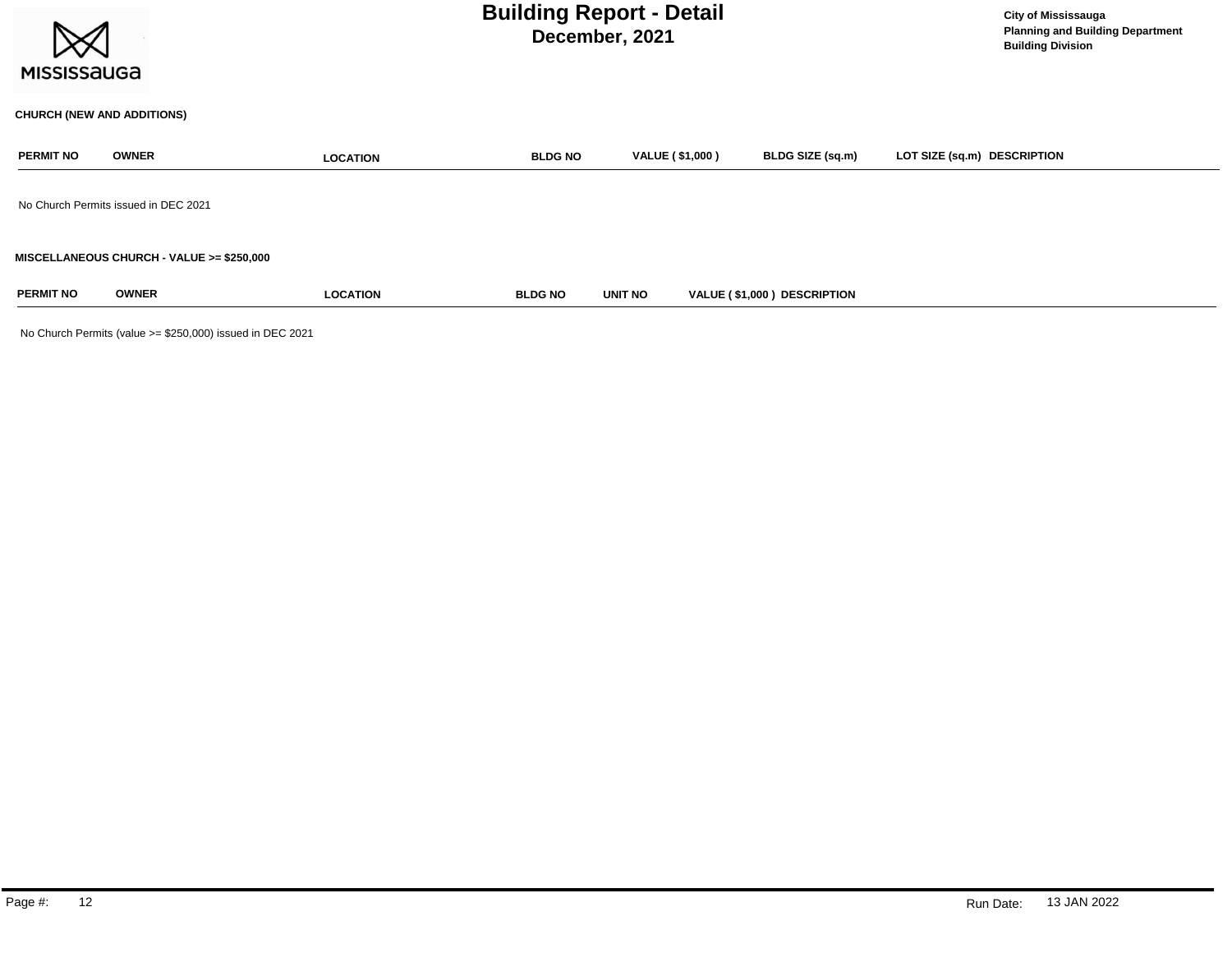## CHURCH (NEW AND ADDITIONS)

| PERMIT NO | OWNER | LOCATION | BLDG NO | VALUE ( $1,000 ) | BLDG SIZE (sq.m) | LOT SIZE (sq.m) | DESCRIPTION |
|---|---|---|---|---|---|---|---|

No Church Permits issued in DEC 2021

## MISCELLANEOUS CHURCH - VALUE >= $250,000

| PERMIT NO | OWNER | LOCATION | BLDG NO | UNIT NO | VALUE ( $1,000 ) | DESCRIPTION |
|---|---|---|---|---|---|---|

No Church Permits (value >= $250,000) issued in DEC 2021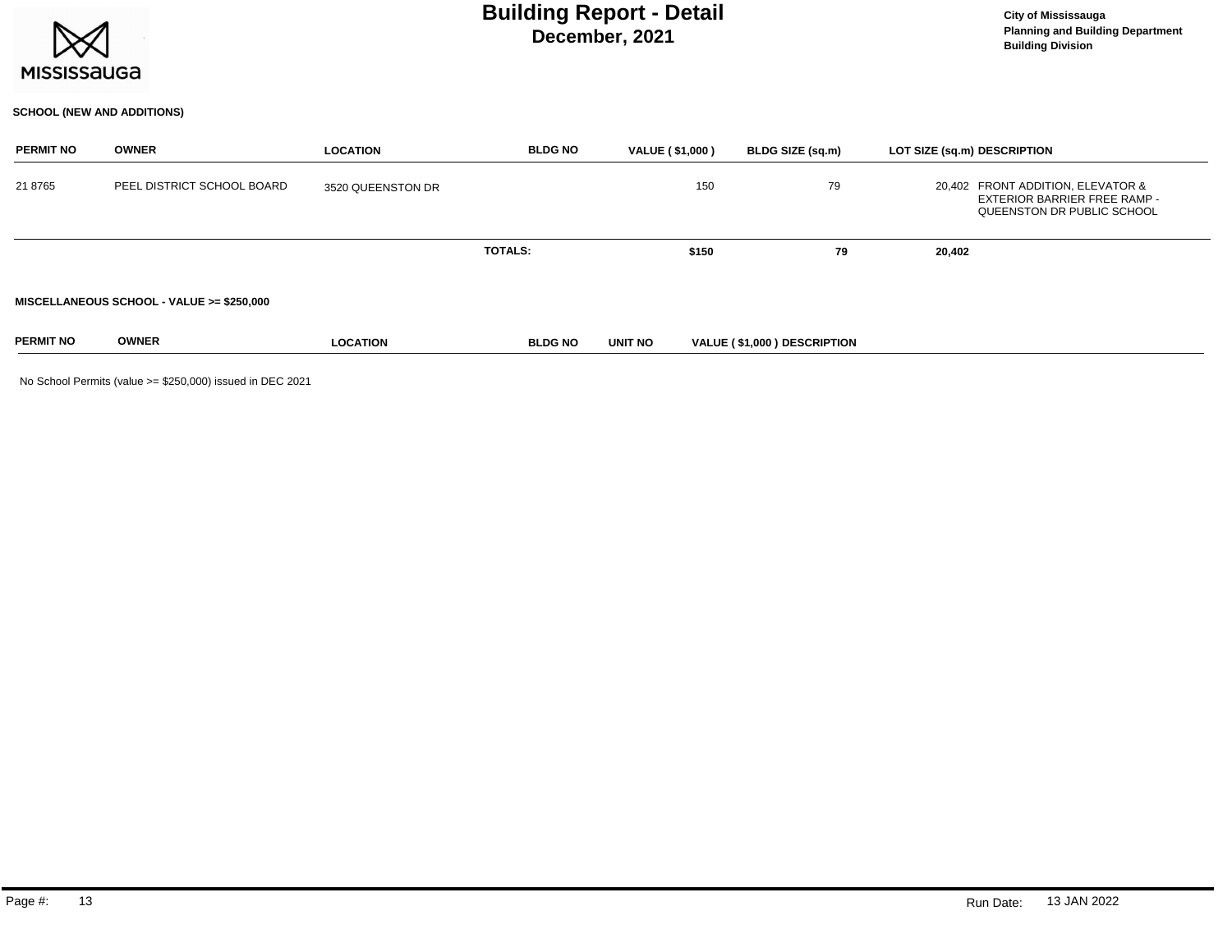# Building Report - Detail
## December, 2021

City of Mississauga
Planning and Building Department
Building Division

### SCHOOL (NEW AND ADDITIONS)

| PERMIT NO | OWNER | LOCATION | BLDG NO | VALUE ( $1,000 ) | BLDG SIZE (sq.m) | LOT SIZE (sq.m) | DESCRIPTION |
|---|---|---|---|---|---|---|---|
| 21 8765 | PEEL DISTRICT SCHOOL BOARD | 3520 QUEENSTON DR | | 150 | 79 | 20,402 | FRONT ADDITION, ELEVATOR & EXTERIOR BARRIER FREE RAMP - QUEENSTON DR PUBLIC SCHOOL |
| | | | **TOTALS:** | **$150** | **79** | **20,402** | |

### MISCELLANEOUS SCHOOL - VALUE >= $250,000

| PERMIT NO | OWNER | LOCATION | BLDG NO | UNIT NO | VALUE ( $1,000 ) | DESCRIPTION |
|---|---|---|---|---|---|---|

No School Permits (value >= $250,000) issued in DEC 2021

Run Date: 13 JAN 2022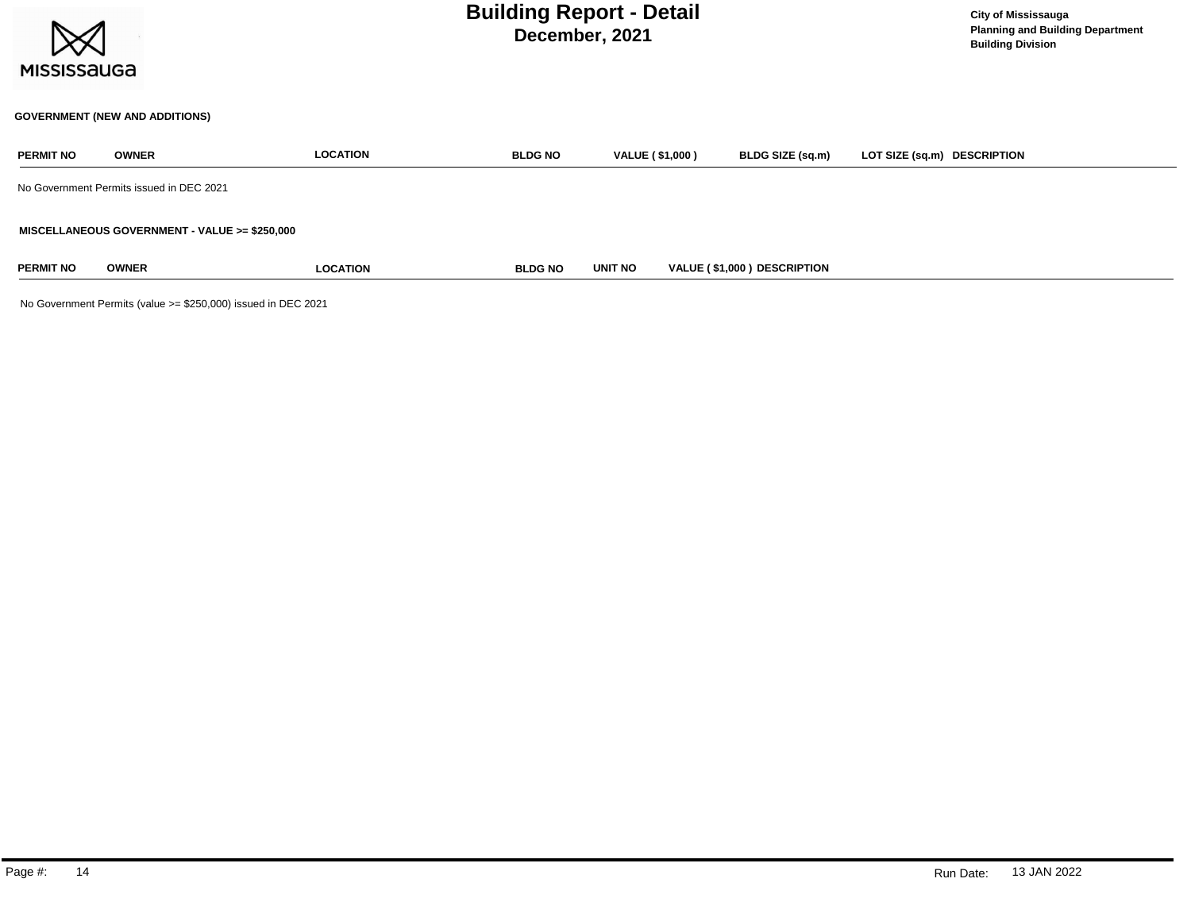# Building Report - Detail
## December, 2021

City of Mississauga
Planning and Building Department
Building Division

### GOVERNMENT (NEW AND ADDITIONS)

| PERMIT NO | OWNER | LOCATION | BLDG NO | VALUE ( $1,000 ) | BLDG SIZE (sq.m) | LOT SIZE (sq.m) | DESCRIPTION |
|---|---|---|---|---|---|---|---|

No Government Permits issued in DEC 2021

### MISCELLANEOUS GOVERNMENT - VALUE >= $250,000

| PERMIT NO | OWNER | LOCATION | BLDG NO | UNIT NO | VALUE ( $1,000 ) | DESCRIPTION |
|---|---|---|---|---|---|---|

No Government Permits (value >= $250,000) issued in DEC 2021

Run Date: 13 JAN 2022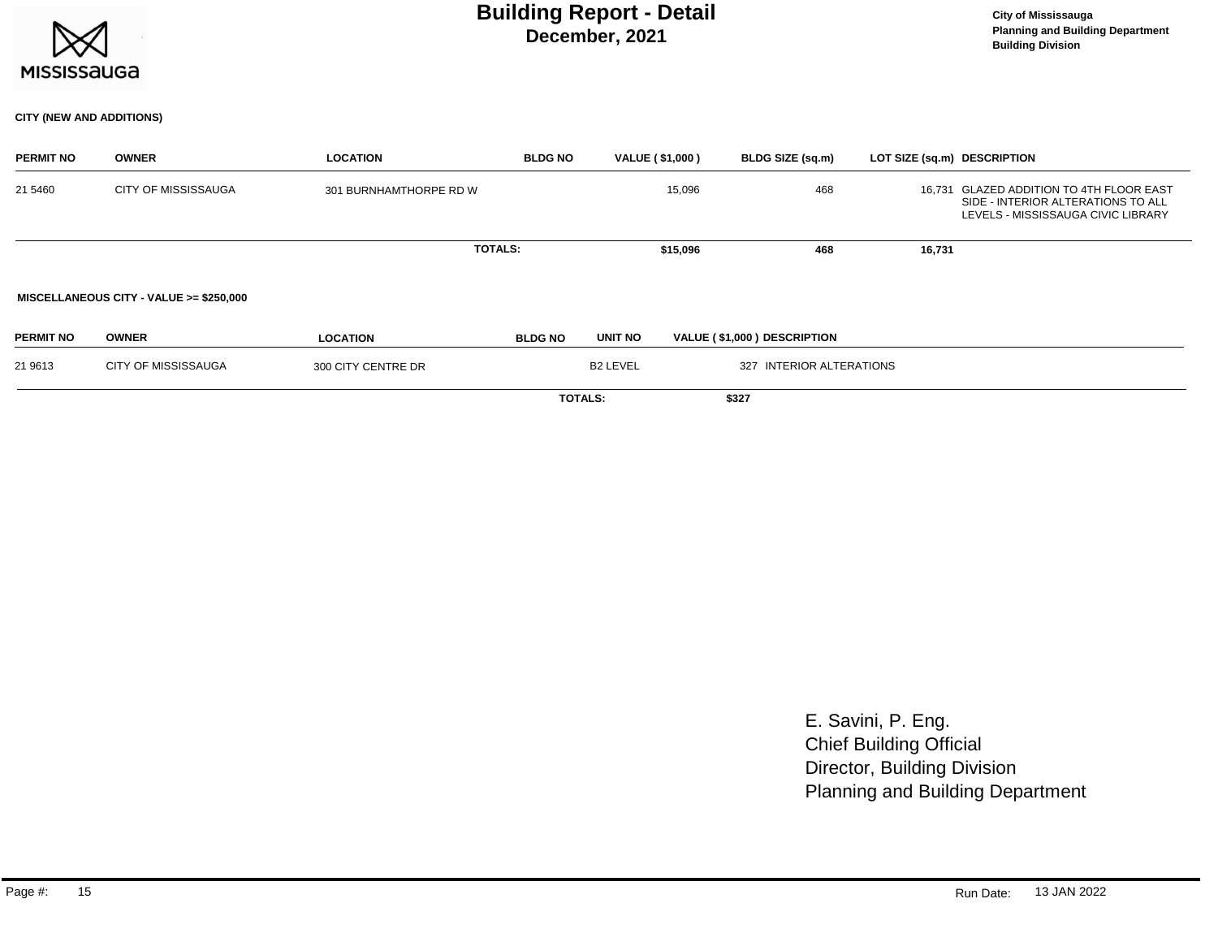# Building Report - Detail
## December, 2021

City of Mississauga
Planning and Building Department
Building Division

**CITY (NEW AND ADDITIONS)**

| PERMIT NO | OWNER | LOCATION | BLDG NO | VALUE ( $1,000 ) | BLDG SIZE (sq.m) | LOT SIZE (sq.m) | DESCRIPTION |
|---|---|---|---|---|---|---|---|
| 21 5460 | CITY OF MISSISSAUGA | 301 BURNHAMTHORPE RD W | | 15,096 | 468 | 16,731 | GLAZED ADDITION TO 4TH FLOOR EAST SIDE - INTERIOR ALTERATIONS TO ALL LEVELS - MISSISSAUGA CIVIC LIBRARY |
| | | | **TOTALS:** | **$15,096** | **468** | **16,731** | |

**MISCELLANEOUS CITY - VALUE >= $250,000**

| PERMIT NO | OWNER | LOCATION | BLDG NO | UNIT NO | VALUE ( $1,000 ) | DESCRIPTION |
|---|---|---|---|---|---|---|
| 21 9613 | CITY OF MISSISSAUGA | 300 CITY CENTRE DR | | B2 LEVEL | 327 | INTERIOR ALTERATIONS |
| | | | | **TOTALS:** | **$327** | |

E. Savini, P. Eng.
Chief Building Official
Director, Building Division
Planning and Building Department

Run Date: 13 JAN 2022